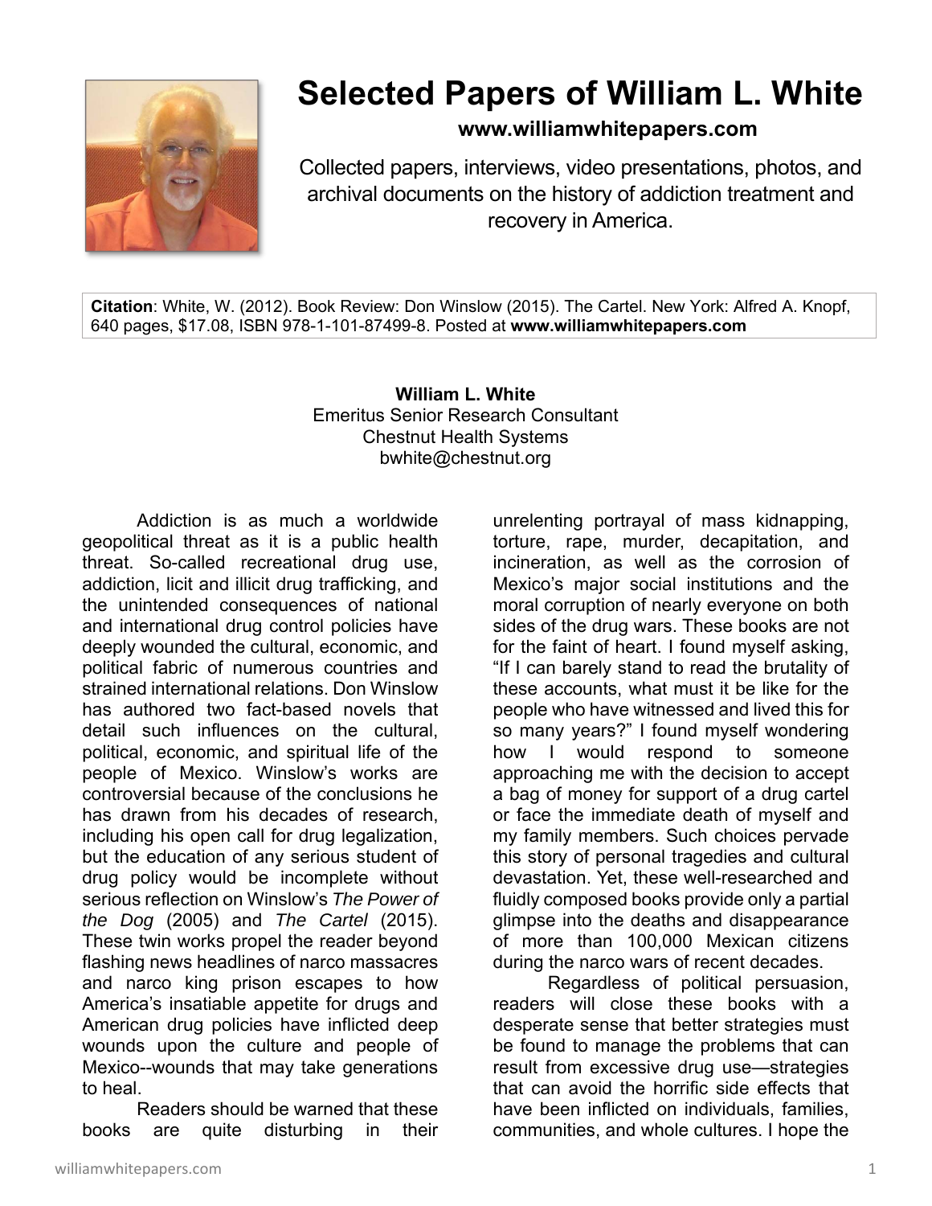# Selected Papers of William L. White

**www.williamwhitepapers.com**

Collected papers, interviews, video presentations, photos, and archival documents on the history of addiction treatment and recovery in America.

**Citation**: White, W. (2012). Book Review: Don Winslow (2015). The Cartel. New York: Alfred A. Knopf, 640 pages, $17.08, ISBN 978-1-101-87499-8. Posted at **www.williamwhitepapers.com**

**William L. White**
Emeritus Senior Research Consultant
Chestnut Health Systems
bwhite@chestnut.org

Addiction is as much a worldwide geopolitical threat as it is a public health threat. So-called recreational drug use, addiction, licit and illicit drug trafficking, and the unintended consequences of national and international drug control policies have deeply wounded the cultural, economic, and political fabric of numerous countries and strained international relations. Don Winslow has authored two fact-based novels that detail such influences on the cultural, political, economic, and spiritual life of the people of Mexico. Winslow's works are controversial because of the conclusions he has drawn from his decades of research, including his open call for drug legalization, but the education of any serious student of drug policy would be incomplete without serious reflection on Winslow's *The Power of the Dog* (2005) and *The Cartel* (2015). These twin works propel the reader beyond flashing news headlines of narco massacres and narco king prison escapes to how America's insatiable appetite for drugs and American drug policies have inflicted deep wounds upon the culture and people of Mexico--wounds that may take generations to heal.

Readers should be warned that these books are quite disturbing in their unrelenting portrayal of mass kidnapping, torture, rape, murder, decapitation, and incineration, as well as the corrosion of Mexico's major social institutions and the moral corruption of nearly everyone on both sides of the drug wars. These books are not for the faint of heart. I found myself asking, "If I can barely stand to read the brutality of these accounts, what must it be like for the people who have witnessed and lived this for so many years?" I found myself wondering how I would respond to someone approaching me with the decision to accept a bag of money for support of a drug cartel or face the immediate death of myself and my family members. Such choices pervade this story of personal tragedies and cultural devastation. Yet, these well-researched and fluidly composed books provide only a partial glimpse into the deaths and disappearance of more than 100,000 Mexican citizens during the narco wars of recent decades.

Regardless of political persuasion, readers will close these books with a desperate sense that better strategies must be found to manage the problems that can result from excessive drug use—strategies that can avoid the horrific side effects that have been inflicted on individuals, families, communities, and whole cultures. I hope the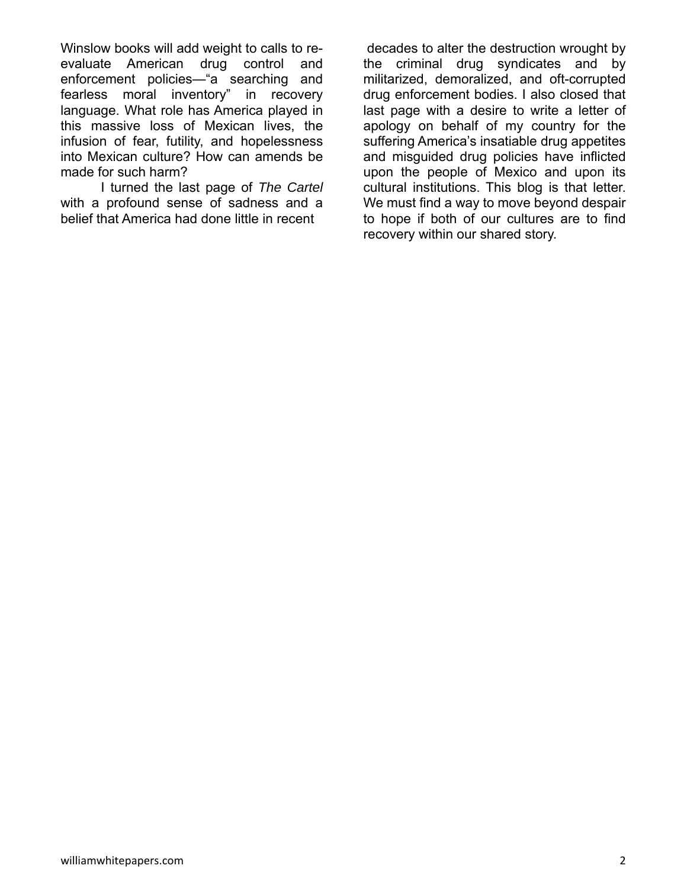Winslow books will add weight to calls to re-evaluate American drug control and enforcement policies—"a searching and fearless moral inventory" in recovery language. What role has America played in this massive loss of Mexican lives, the infusion of fear, futility, and hopelessness into Mexican culture? How can amends be made for such harm?

I turned the last page of *The Cartel* with a profound sense of sadness and a belief that America had done little in recent decades to alter the destruction wrought by the criminal drug syndicates and by militarized, demoralized, and oft-corrupted drug enforcement bodies. I also closed that last page with a desire to write a letter of apology on behalf of my country for the suffering America's insatiable drug appetites and misguided drug policies have inflicted upon the people of Mexico and upon its cultural institutions. This blog is that letter. We must find a way to move beyond despair to hope if both of our cultures are to find recovery within our shared story.